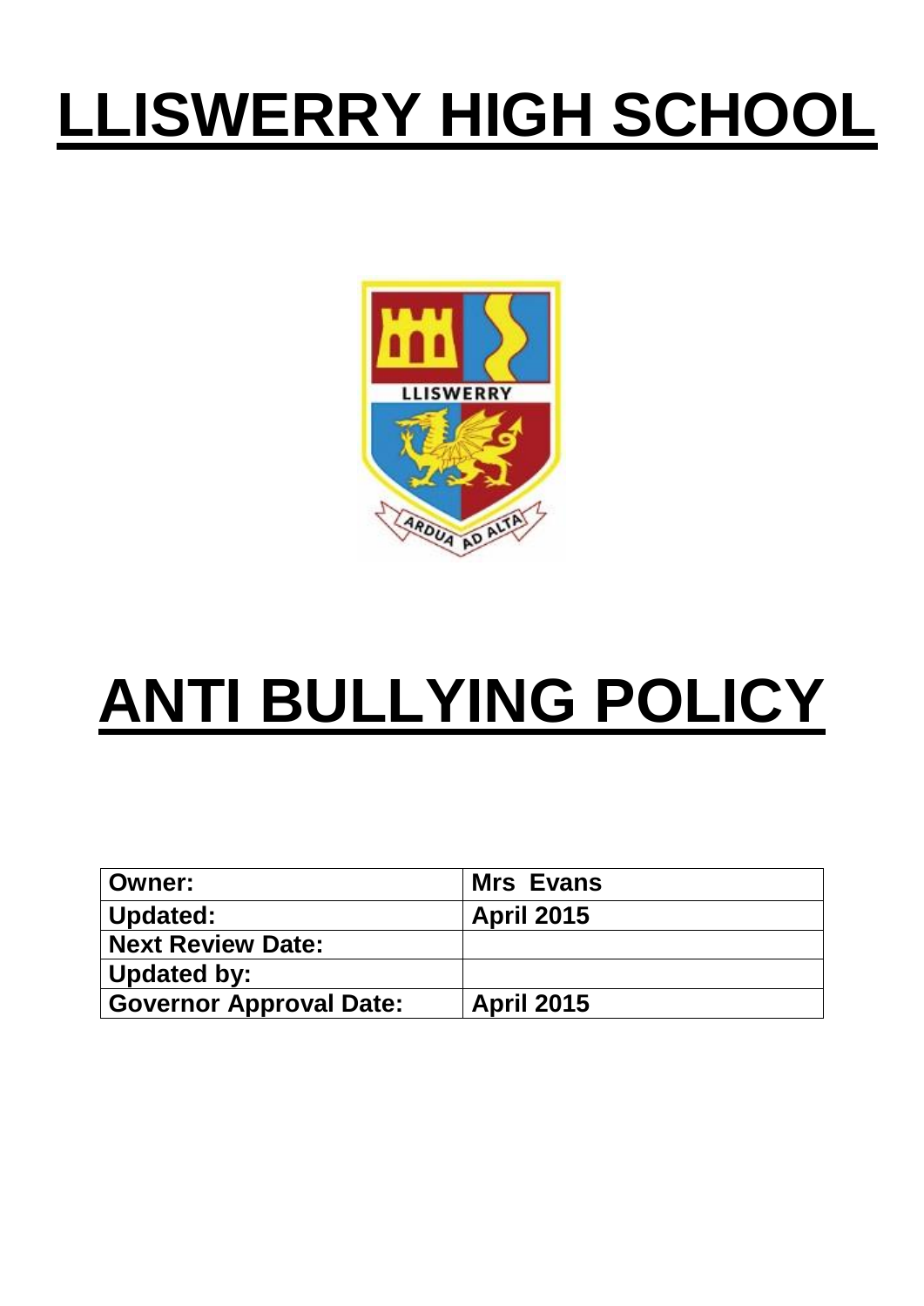# LLISWERRY HIGH SCHOOL

# ANTI BULLYING POLICY

| Owner: | Mrs Evans |
|---|---|
| Updated: | April 2015 |
| Next Review Date: | |
| Updated by: | |
| Governor Approval Date: | April 2015 |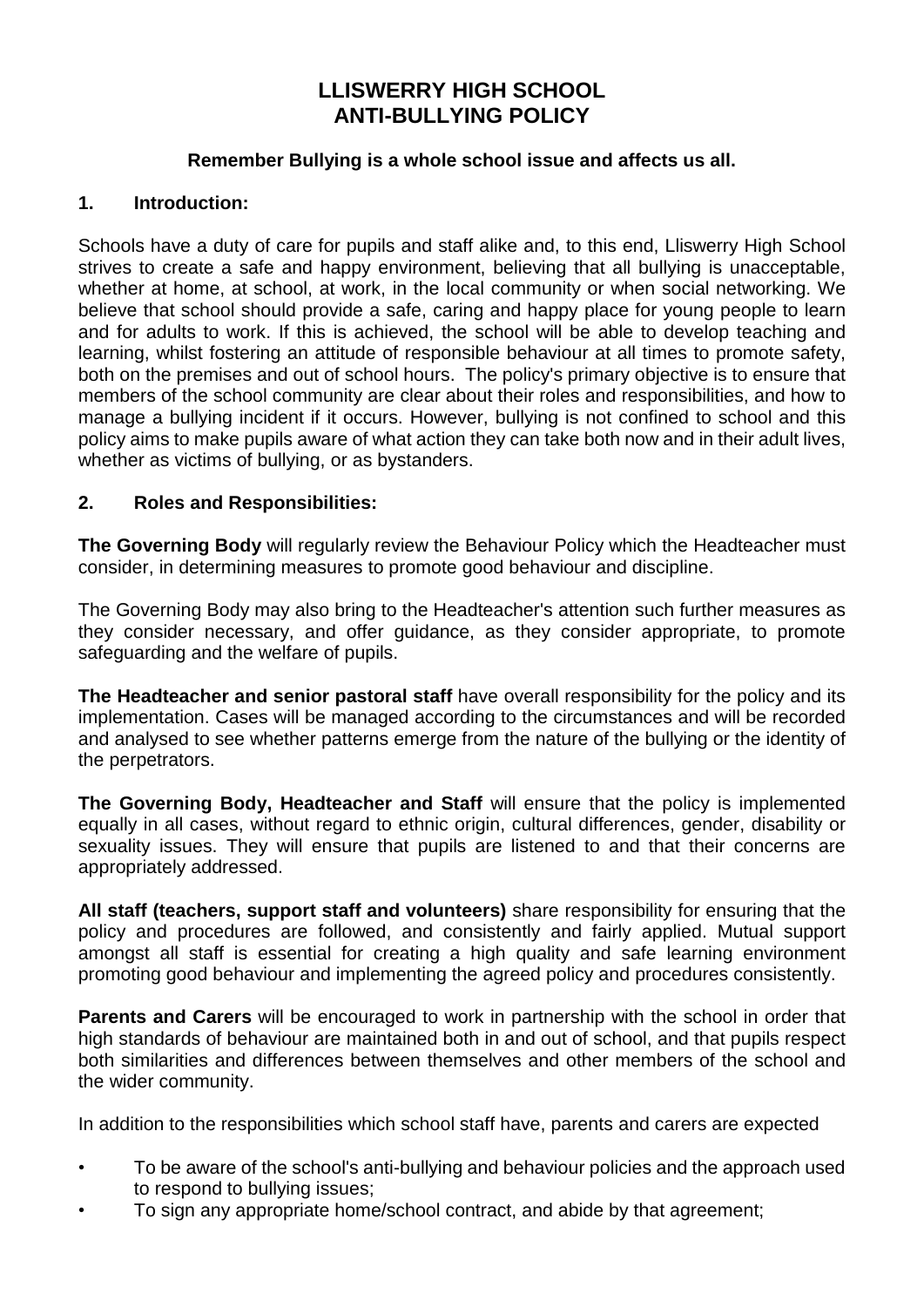# LLISWERRY HIGH SCHOOL
# ANTI-BULLYING POLICY

**Remember Bullying is a whole school issue and affects us all.**

## 1. Introduction:

Schools have a duty of care for pupils and staff alike and, to this end, Lliswerry High School strives to create a safe and happy environment, believing that all bullying is unacceptable, whether at home, at school, at work, in the local community or when social networking. We believe that school should provide a safe, caring and happy place for young people to learn and for adults to work. If this is achieved, the school will be able to develop teaching and learning, whilst fostering an attitude of responsible behaviour at all times to promote safety, both on the premises and out of school hours. The policy's primary objective is to ensure that members of the school community are clear about their roles and responsibilities, and how to manage a bullying incident if it occurs. However, bullying is not confined to school and this policy aims to make pupils aware of what action they can take both now and in their adult lives, whether as victims of bullying, or as bystanders.

## 2. Roles and Responsibilities:

**The Governing Body** will regularly review the Behaviour Policy which the Headteacher must consider, in determining measures to promote good behaviour and discipline.

The Governing Body may also bring to the Headteacher's attention such further measures as they consider necessary, and offer guidance, as they consider appropriate, to promote safeguarding and the welfare of pupils.

**The Headteacher and senior pastoral staff** have overall responsibility for the policy and its implementation. Cases will be managed according to the circumstances and will be recorded and analysed to see whether patterns emerge from the nature of the bullying or the identity of the perpetrators.

**The Governing Body, Headteacher and Staff** will ensure that the policy is implemented equally in all cases, without regard to ethnic origin, cultural differences, gender, disability or sexuality issues. They will ensure that pupils are listened to and that their concerns are appropriately addressed.

**All staff (teachers, support staff and volunteers)** share responsibility for ensuring that the policy and procedures are followed, and consistently and fairly applied. Mutual support amongst all staff is essential for creating a high quality and safe learning environment promoting good behaviour and implementing the agreed policy and procedures consistently.

**Parents and Carers** will be encouraged to work in partnership with the school in order that high standards of behaviour are maintained both in and out of school, and that pupils respect both similarities and differences between themselves and other members of the school and the wider community.

In addition to the responsibilities which school staff have, parents and carers are expected

- To be aware of the school's anti-bullying and behaviour policies and the approach used to respond to bullying issues;
- To sign any appropriate home/school contract, and abide by that agreement;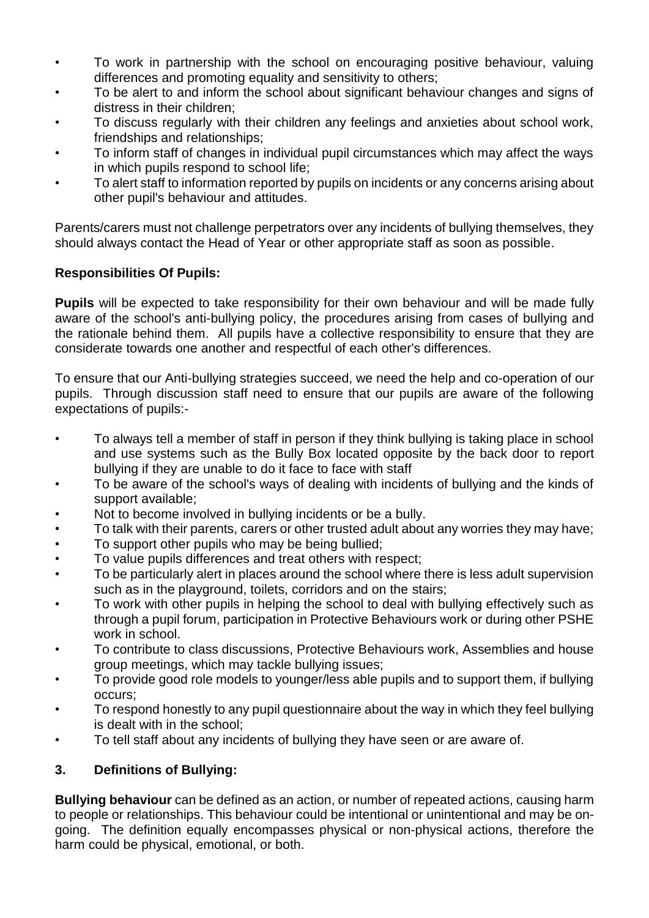- To work in partnership with the school on encouraging positive behaviour, valuing differences and promoting equality and sensitivity to others;
- To be alert to and inform the school about significant behaviour changes and signs of distress in their children;
- To discuss regularly with their children any feelings and anxieties about school work, friendships and relationships;
- To inform staff of changes in individual pupil circumstances which may affect the ways in which pupils respond to school life;
- To alert staff to information reported by pupils on incidents or any concerns arising about other pupil's behaviour and attitudes.

Parents/carers must not challenge perpetrators over any incidents of bullying themselves, they should always contact the Head of Year or other appropriate staff as soon as possible.

**Responsibilities Of Pupils:**

**Pupils** will be expected to take responsibility for their own behaviour and will be made fully aware of the school's anti-bullying policy, the procedures arising from cases of bullying and the rationale behind them. All pupils have a collective responsibility to ensure that they are considerate towards one another and respectful of each other's differences.

To ensure that our Anti-bullying strategies succeed, we need the help and co-operation of our pupils. Through discussion staff need to ensure that our pupils are aware of the following expectations of pupils:-

- To always tell a member of staff in person if they think bullying is taking place in school and use systems such as the Bully Box located opposite by the back door to report bullying if they are unable to do it face to face with staff
- To be aware of the school's ways of dealing with incidents of bullying and the kinds of support available;
- Not to become involved in bullying incidents or be a bully.
- To talk with their parents, carers or other trusted adult about any worries they may have;
- To support other pupils who may be being bullied;
- To value pupils differences and treat others with respect;
- To be particularly alert in places around the school where there is less adult supervision such as in the playground, toilets, corridors and on the stairs;
- To work with other pupils in helping the school to deal with bullying effectively such as through a pupil forum, participation in Protective Behaviours work or during other PSHE work in school.
- To contribute to class discussions, Protective Behaviours work, Assemblies and house group meetings, which may tackle bullying issues;
- To provide good role models to younger/less able pupils and to support them, if bullying occurs;
- To respond honestly to any pupil questionnaire about the way in which they feel bullying is dealt with in the school;
- To tell staff about any incidents of bullying they have seen or are aware of.

## 3. Definitions of Bullying:

**Bullying behaviour** can be defined as an action, or number of repeated actions, causing harm to people or relationships. This behaviour could be intentional or unintentional and may be on-going. The definition equally encompasses physical or non-physical actions, therefore the harm could be physical, emotional, or both.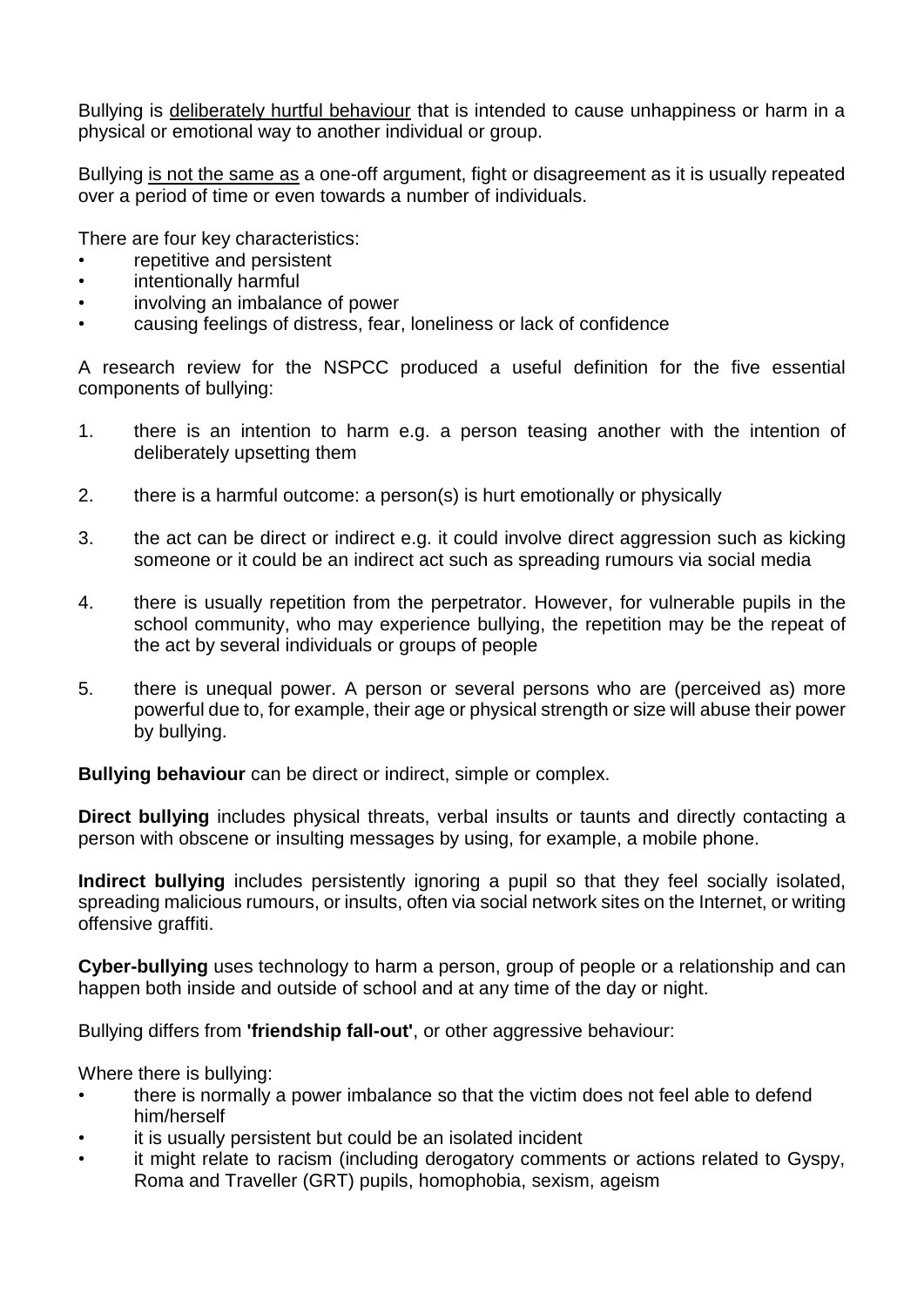Bullying is <u>deliberately hurtful behaviour</u> that is intended to cause unhappiness or harm in a physical or emotional way to another individual or group.

Bullying <u>is not the same as</u> a one-off argument, fight or disagreement as it is usually repeated over a period of time or even towards a number of individuals.

There are four key characteristics:

- repetitive and persistent
- intentionally harmful
- involving an imbalance of power
- causing feelings of distress, fear, loneliness or lack of confidence

A research review for the NSPCC produced a useful definition for the five essential components of bullying:

1. there is an intention to harm e.g. a person teasing another with the intention of deliberately upsetting them
2. there is a harmful outcome: a person(s) is hurt emotionally or physically
3. the act can be direct or indirect e.g. it could involve direct aggression such as kicking someone or it could be an indirect act such as spreading rumours via social media
4. there is usually repetition from the perpetrator. However, for vulnerable pupils in the school community, who may experience bullying, the repetition may be the repeat of the act by several individuals or groups of people
5. there is unequal power. A person or several persons who are (perceived as) more powerful due to, for example, their age or physical strength or size will abuse their power by bullying.

**Bullying behaviour** can be direct or indirect, simple or complex.

**Direct bullying** includes physical threats, verbal insults or taunts and directly contacting a person with obscene or insulting messages by using, for example, a mobile phone.

**Indirect bullying** includes persistently ignoring a pupil so that they feel socially isolated, spreading malicious rumours, or insults, often via social network sites on the Internet, or writing offensive graffiti.

**Cyber-bullying** uses technology to harm a person, group of people or a relationship and can happen both inside and outside of school and at any time of the day or night.

Bullying differs from **'friendship fall-out'**, or other aggressive behaviour:

Where there is bullying:

- there is normally a power imbalance so that the victim does not feel able to defend him/herself
- it is usually persistent but could be an isolated incident
- it might relate to racism (including derogatory comments or actions related to Gyspy, Roma and Traveller (GRT) pupils, homophobia, sexism, ageism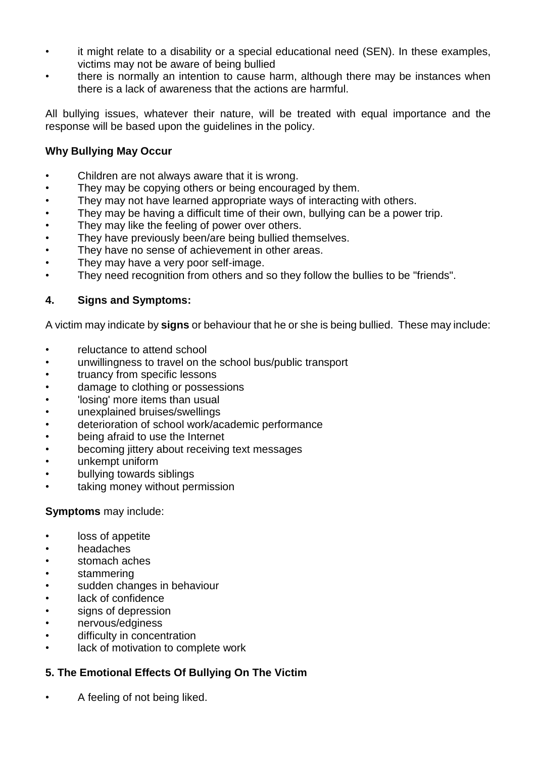- it might relate to a disability or a special educational need (SEN). In these examples, victims may not be aware of being bullied
- there is normally an intention to cause harm, although there may be instances when there is a lack of awareness that the actions are harmful.

All bullying issues, whatever their nature, will be treated with equal importance and the response will be based upon the guidelines in the policy.

### Why Bullying May Occur

- Children are not always aware that it is wrong.
- They may be copying others or being encouraged by them.
- They may not have learned appropriate ways of interacting with others.
- They may be having a difficult time of their own, bullying can be a power trip.
- They may like the feeling of power over others.
- They have previously been/are being bullied themselves.
- They have no sense of achievement in other areas.
- They may have a very poor self-image.
- They need recognition from others and so they follow the bullies to be "friends".

## 4. Signs and Symptoms:

A victim may indicate by **signs** or behaviour that he or she is being bullied. These may include:

- reluctance to attend school
- unwillingness to travel on the school bus/public transport
- truancy from specific lessons
- damage to clothing or possessions
- 'losing' more items than usual
- unexplained bruises/swellings
- deterioration of school work/academic performance
- being afraid to use the Internet
- becoming jittery about receiving text messages
- unkempt uniform
- bullying towards siblings
- taking money without permission

**Symptoms** may include:

- loss of appetite
- headaches
- stomach aches
- stammering
- sudden changes in behaviour
- lack of confidence
- signs of depression
- nervous/edginess
- difficulty in concentration
- lack of motivation to complete work

## 5. The Emotional Effects Of Bullying On The Victim

- A feeling of not being liked.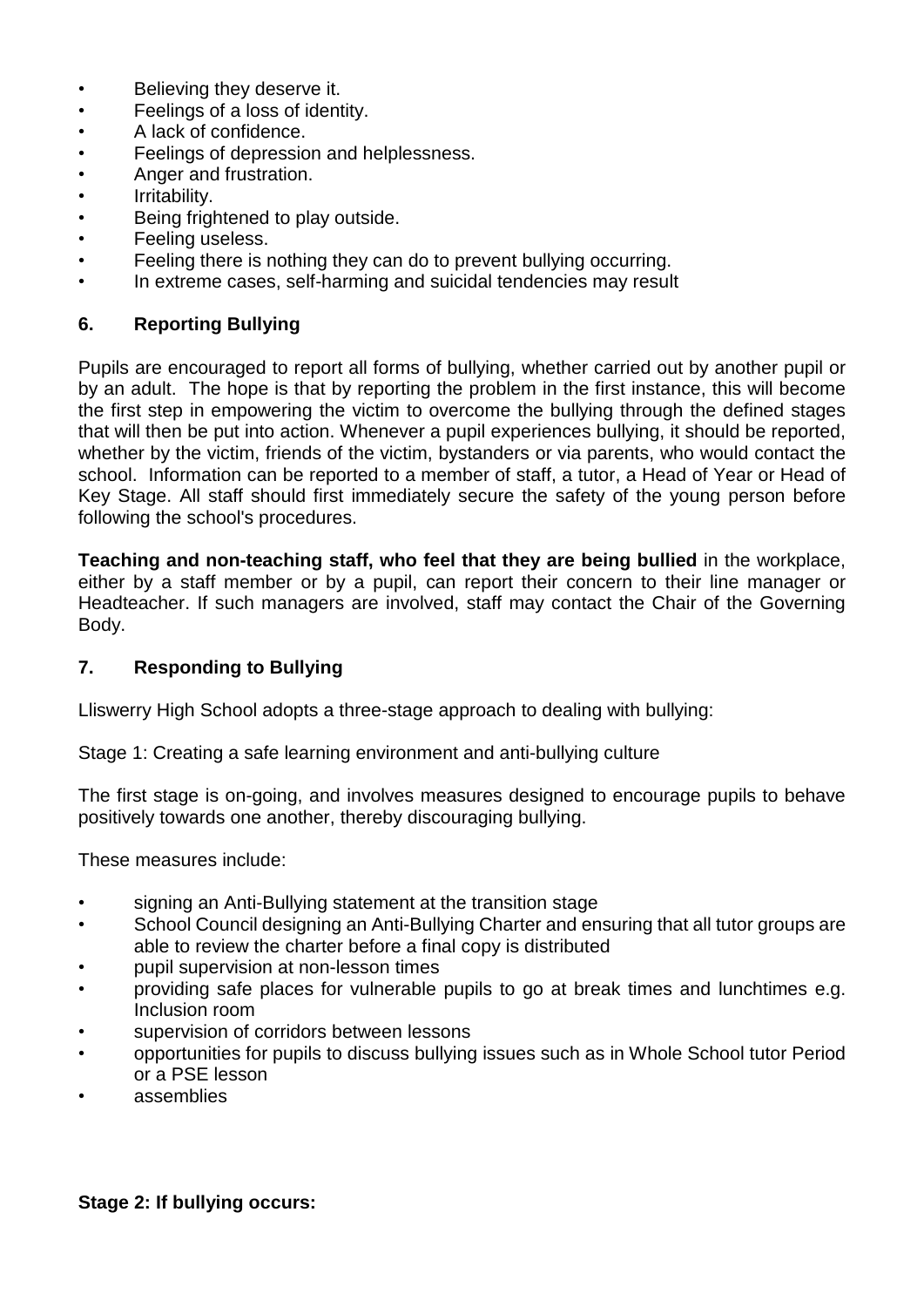- Believing they deserve it.
- Feelings of a loss of identity.
- A lack of confidence.
- Feelings of depression and helplessness.
- Anger and frustration.
- Irritability.
- Being frightened to play outside.
- Feeling useless.
- Feeling there is nothing they can do to prevent bullying occurring.
- In extreme cases, self-harming and suicidal tendencies may result

## 6. Reporting Bullying

Pupils are encouraged to report all forms of bullying, whether carried out by another pupil or by an adult. The hope is that by reporting the problem in the first instance, this will become the first step in empowering the victim to overcome the bullying through the defined stages that will then be put into action. Whenever a pupil experiences bullying, it should be reported, whether by the victim, friends of the victim, bystanders or via parents, who would contact the school. Information can be reported to a member of staff, a tutor, a Head of Year or Head of Key Stage. All staff should first immediately secure the safety of the young person before following the school's procedures.

**Teaching and non-teaching staff, who feel that they are being bullied** in the workplace, either by a staff member or by a pupil, can report their concern to their line manager or Headteacher. If such managers are involved, staff may contact the Chair of the Governing Body.

## 7. Responding to Bullying

Lliswerry High School adopts a three-stage approach to dealing with bullying:

Stage 1: Creating a safe learning environment and anti-bullying culture

The first stage is on-going, and involves measures designed to encourage pupils to behave positively towards one another, thereby discouraging bullying.

These measures include:

- signing an Anti-Bullying statement at the transition stage
- School Council designing an Anti-Bullying Charter and ensuring that all tutor groups are able to review the charter before a final copy is distributed
- pupil supervision at non-lesson times
- providing safe places for vulnerable pupils to go at break times and lunchtimes e.g. Inclusion room
- supervision of corridors between lessons
- opportunities for pupils to discuss bullying issues such as in Whole School tutor Period or a PSE lesson
- assemblies

**Stage 2: If bullying occurs:**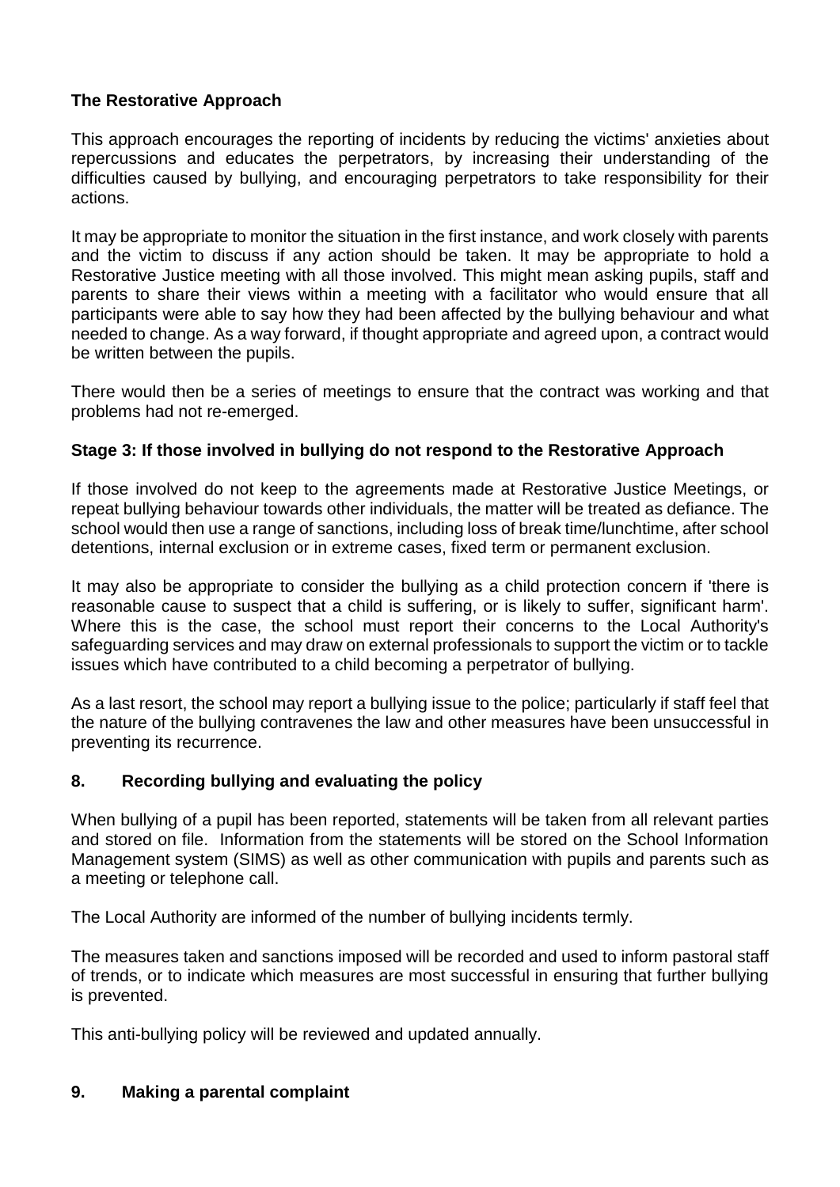### The Restorative Approach

This approach encourages the reporting of incidents by reducing the victims' anxieties about repercussions and educates the perpetrators, by increasing their understanding of the difficulties caused by bullying, and encouraging perpetrators to take responsibility for their actions.

It may be appropriate to monitor the situation in the first instance, and work closely with parents and the victim to discuss if any action should be taken. It may be appropriate to hold a Restorative Justice meeting with all those involved. This might mean asking pupils, staff and parents to share their views within a meeting with a facilitator who would ensure that all participants were able to say how they had been affected by the bullying behaviour and what needed to change. As a way forward, if thought appropriate and agreed upon, a contract would be written between the pupils.

There would then be a series of meetings to ensure that the contract was working and that problems had not re-emerged.

### Stage 3: If those involved in bullying do not respond to the Restorative Approach

If those involved do not keep to the agreements made at Restorative Justice Meetings, or repeat bullying behaviour towards other individuals, the matter will be treated as defiance. The school would then use a range of sanctions, including loss of break time/lunchtime, after school detentions, internal exclusion or in extreme cases, fixed term or permanent exclusion.

It may also be appropriate to consider the bullying as a child protection concern if 'there is reasonable cause to suspect that a child is suffering, or is likely to suffer, significant harm'. Where this is the case, the school must report their concerns to the Local Authority's safeguarding services and may draw on external professionals to support the victim or to tackle issues which have contributed to a child becoming a perpetrator of bullying.

As a last resort, the school may report a bullying issue to the police; particularly if staff feel that the nature of the bullying contravenes the law and other measures have been unsuccessful in preventing its recurrence.

## 8. Recording bullying and evaluating the policy

When bullying of a pupil has been reported, statements will be taken from all relevant parties and stored on file. Information from the statements will be stored on the School Information Management system (SIMS) as well as other communication with pupils and parents such as a meeting or telephone call.

The Local Authority are informed of the number of bullying incidents termly.

The measures taken and sanctions imposed will be recorded and used to inform pastoral staff of trends, or to indicate which measures are most successful in ensuring that further bullying is prevented.

This anti-bullying policy will be reviewed and updated annually.

## 9. Making a parental complaint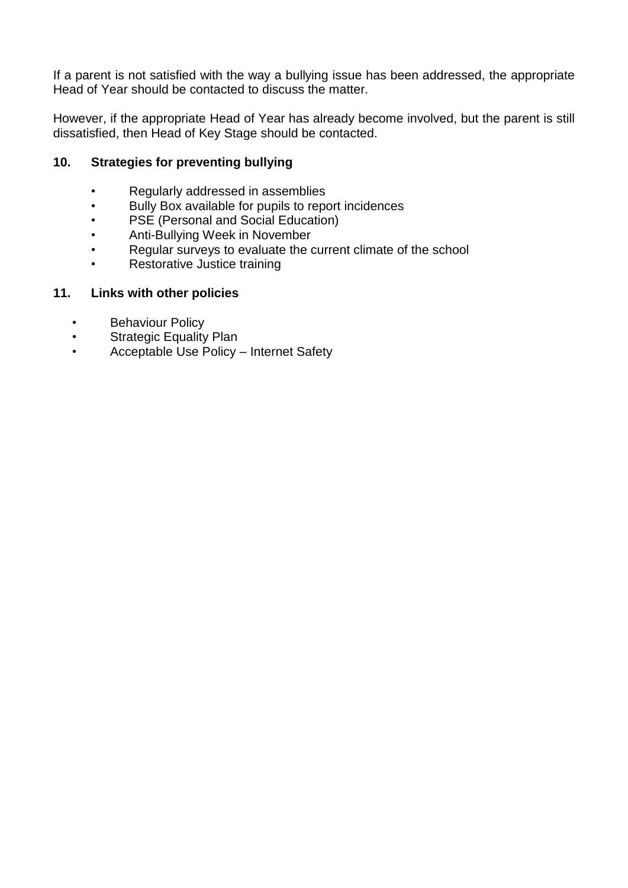If a parent is not satisfied with the way a bullying issue has been addressed, the appropriate Head of Year should be contacted to discuss the matter.

However, if the appropriate Head of Year has already become involved, but the parent is still dissatisfied, then Head of Key Stage should be contacted.

### 10. Strategies for preventing bullying

- Regularly addressed in assemblies
- Bully Box available for pupils to report incidences
- PSE (Personal and Social Education)
- Anti-Bullying Week in November
- Regular surveys to evaluate the current climate of the school
- Restorative Justice training

### 11. Links with other policies

- Behaviour Policy
- Strategic Equality Plan
- Acceptable Use Policy – Internet Safety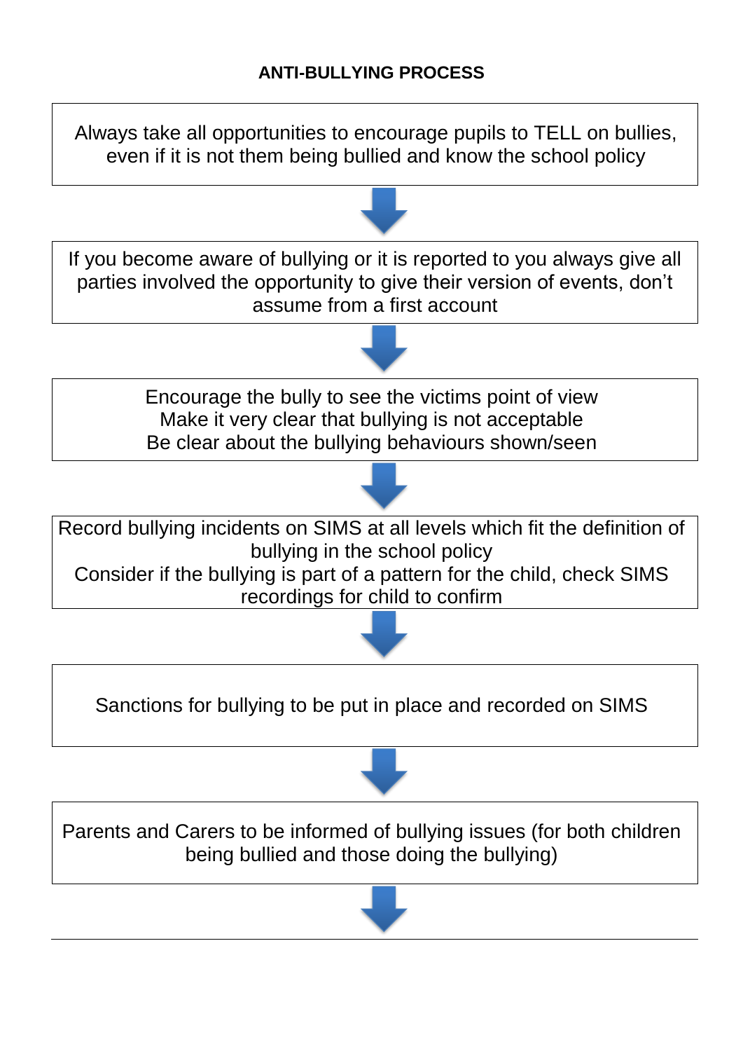**ANTI-BULLYING PROCESS**

Always take all opportunities to encourage pupils to TELL on bullies, even if it is not them being bullied and know the school policy

↓

If you become aware of bullying or it is reported to you always give all parties involved the opportunity to give their version of events, don't assume from a first account

↓

Encourage the bully to see the victims point of view
Make it very clear that bullying is not acceptable
Be clear about the bullying behaviours shown/seen

↓

Record bullying incidents on SIMS at all levels which fit the definition of bullying in the school policy
Consider if the bullying is part of a pattern for the child, check SIMS recordings for child to confirm

↓

Sanctions for bullying to be put in place and recorded on SIMS

↓

Parents and Carers to be informed of bullying issues (for both children being bullied and those doing the bullying)

↓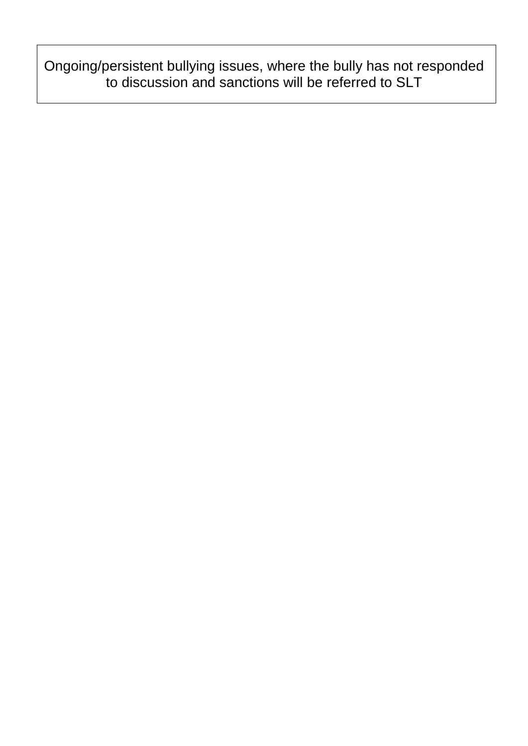Ongoing/persistent bullying issues, where the bully has not responded to discussion and sanctions will be referred to SLT